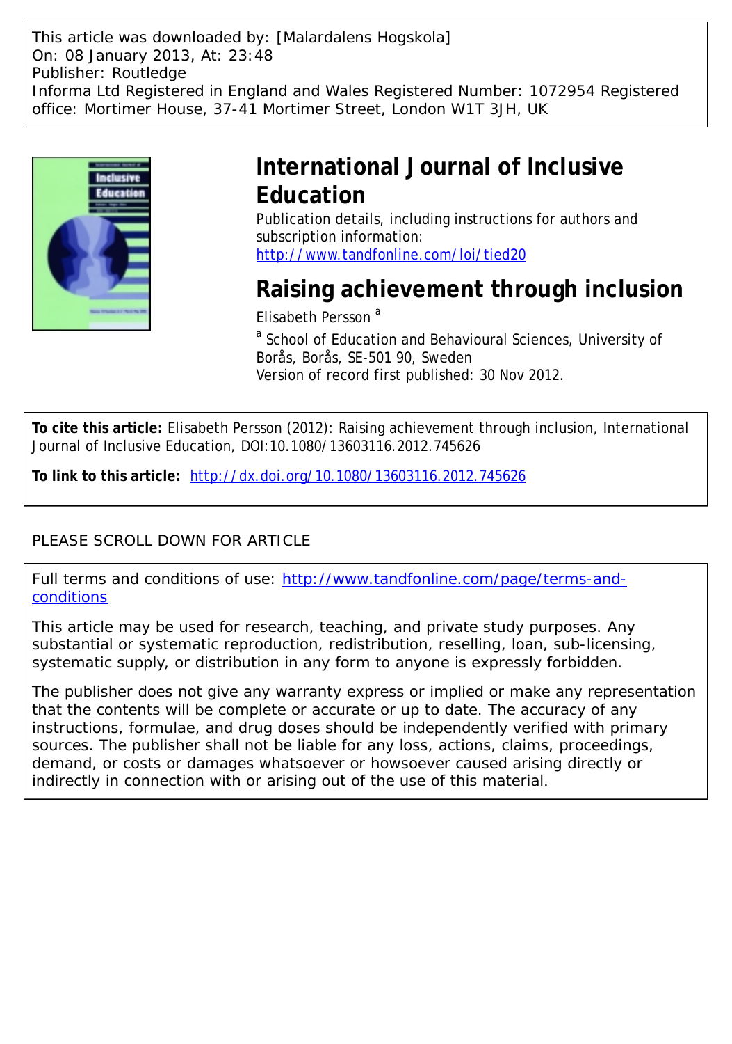This article was downloaded by: [Malardalens Hogskola]
On: 08 January 2013, At: 23:48
Publisher: Routledge
Informa Ltd Registered in England and Wales Registered Number: 1072954 Registered office: Mortimer House, 37-41 Mortimer Street, London W1T 3JH, UK

# International Journal of Inclusive Education

Publication details, including instructions for authors and subscription information:
http://www.tandfonline.com/loi/tied20

# Raising achievement through inclusion

Elisabeth Persson [a]

[a] School of Education and Behavioural Sciences, University of Borås, Borås, SE-501 90, Sweden

Version of record first published: 30 Nov 2012.

**To cite this article:** Elisabeth Persson (2012): Raising achievement through inclusion, International Journal of Inclusive Education, DOI:10.1080/13603116.2012.745626

**To link to this article:** http://dx.doi.org/10.1080/13603116.2012.745626

PLEASE SCROLL DOWN FOR ARTICLE

Full terms and conditions of use: http://www.tandfonline.com/page/terms-and-conditions

This article may be used for research, teaching, and private study purposes. Any substantial or systematic reproduction, redistribution, reselling, loan, sub-licensing, systematic supply, or distribution in any form to anyone is expressly forbidden.

The publisher does not give any warranty express or implied or make any representation that the contents will be complete or accurate or up to date. The accuracy of any instructions, formulae, and drug doses should be independently verified with primary sources. The publisher shall not be liable for any loss, actions, claims, proceedings, demand, or costs or damages whatsoever or howsoever caused arising directly or indirectly in connection with or arising out of the use of this material.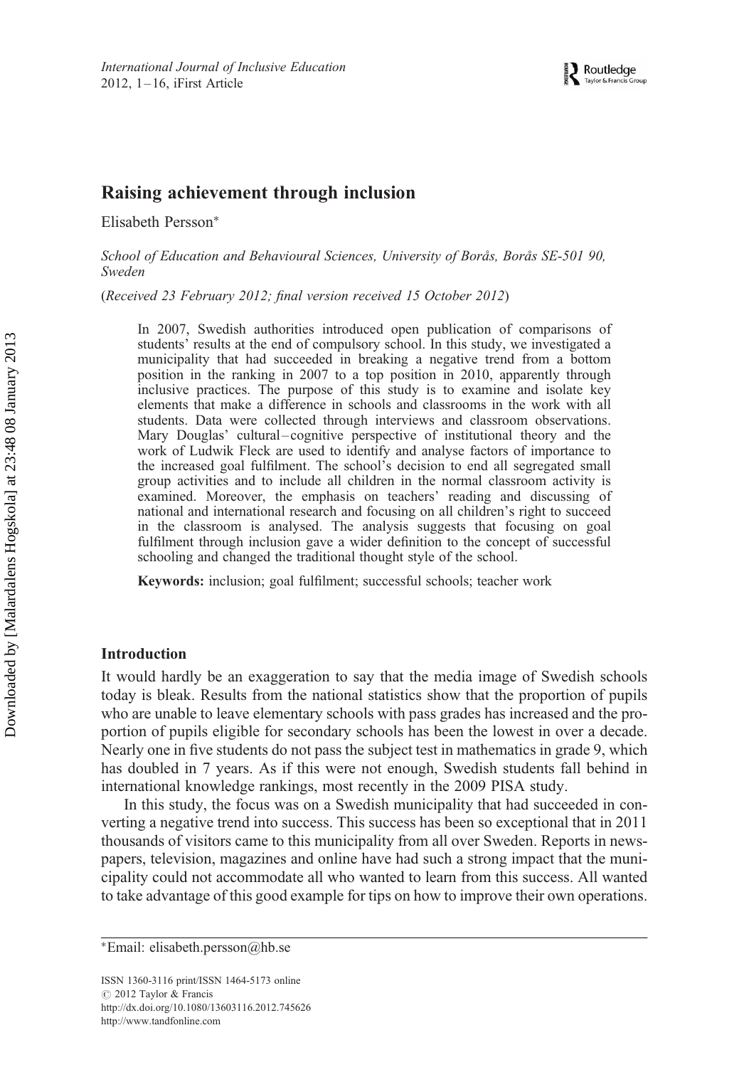# Raising achievement through inclusion

Elisabeth Persson*

*School of Education and Behavioural Sciences, University of Borås, Borås SE-501 90, Sweden*

(*Received 23 February 2012; final version received 15 October 2012*)

In 2007, Swedish authorities introduced open publication of comparisons of students' results at the end of compulsory school. In this study, we investigated a municipality that had succeeded in breaking a negative trend from a bottom position in the ranking in 2007 to a top position in 2010, apparently through inclusive practices. The purpose of this study is to examine and isolate key elements that make a difference in schools and classrooms in the work with all students. Data were collected through interviews and classroom observations. Mary Douglas' cultural–cognitive perspective of institutional theory and the work of Ludwik Fleck are used to identify and analyse factors of importance to the increased goal fulfilment. The school's decision to end all segregated small group activities and to include all children in the normal classroom activity is examined. Moreover, the emphasis on teachers' reading and discussing of national and international research and focusing on all children's right to succeed in the classroom is analysed. The analysis suggests that focusing on goal fulfilment through inclusion gave a wider definition to the concept of successful schooling and changed the traditional thought style of the school.

**Keywords:** inclusion; goal fulfilment; successful schools; teacher work

## Introduction

It would hardly be an exaggeration to say that the media image of Swedish schools today is bleak. Results from the national statistics show that the proportion of pupils who are unable to leave elementary schools with pass grades has increased and the proportion of pupils eligible for secondary schools has been the lowest in over a decade. Nearly one in five students do not pass the subject test in mathematics in grade 9, which has doubled in 7 years. As if this were not enough, Swedish students fall behind in international knowledge rankings, most recently in the 2009 PISA study.

In this study, the focus was on a Swedish municipality that had succeeded in converting a negative trend into success. This success has been so exceptional that in 2011 thousands of visitors came to this municipality from all over Sweden. Reports in newspapers, television, magazines and online have had such a strong impact that the municipality could not accommodate all who wanted to learn from this success. All wanted to take advantage of this good example for tips on how to improve their own operations.

*Email: elisabeth.persson@hb.se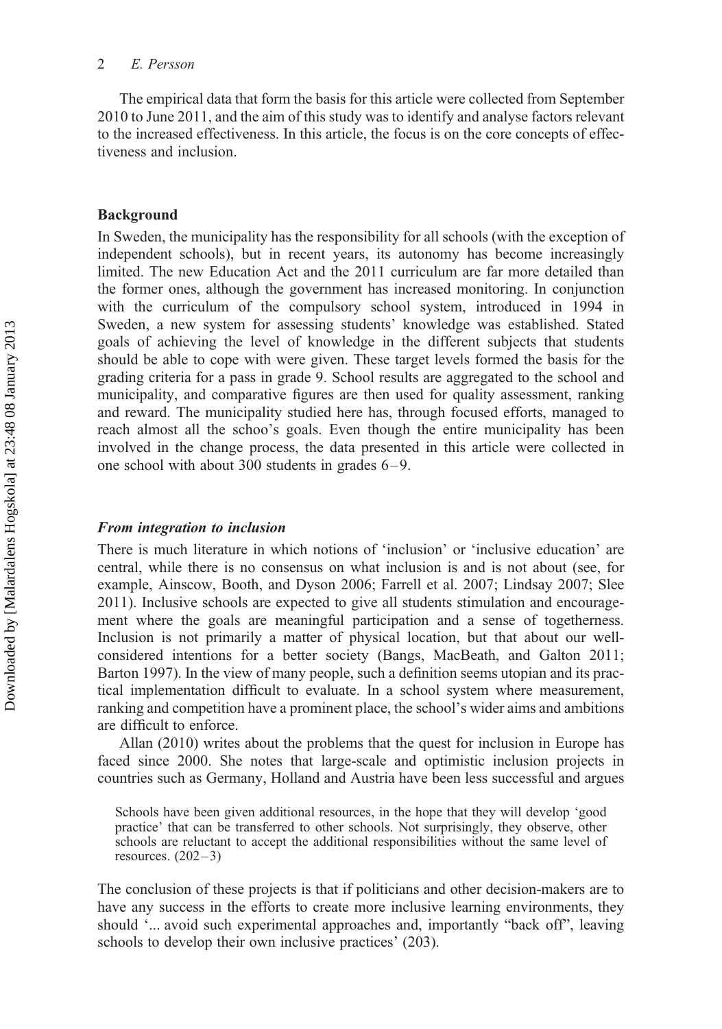The empirical data that form the basis for this article were collected from September 2010 to June 2011, and the aim of this study was to identify and analyse factors relevant to the increased effectiveness. In this article, the focus is on the core concepts of effectiveness and inclusion.

## Background

In Sweden, the municipality has the responsibility for all schools (with the exception of independent schools), but in recent years, its autonomy has become increasingly limited. The new Education Act and the 2011 curriculum are far more detailed than the former ones, although the government has increased monitoring. In conjunction with the curriculum of the compulsory school system, introduced in 1994 in Sweden, a new system for assessing students' knowledge was established. Stated goals of achieving the level of knowledge in the different subjects that students should be able to cope with were given. These target levels formed the basis for the grading criteria for a pass in grade 9. School results are aggregated to the school and municipality, and comparative figures are then used for quality assessment, ranking and reward. The municipality studied here has, through focused efforts, managed to reach almost all the schoo's goals. Even though the entire municipality has been involved in the change process, the data presented in this article were collected in one school with about 300 students in grades 6–9.

### *From integration to inclusion*

There is much literature in which notions of 'inclusion' or 'inclusive education' are central, while there is no consensus on what inclusion is and is not about (see, for example, Ainscow, Booth, and Dyson 2006; Farrell et al. 2007; Lindsay 2007; Slee 2011). Inclusive schools are expected to give all students stimulation and encouragement where the goals are meaningful participation and a sense of togetherness. Inclusion is not primarily a matter of physical location, but that about our well-considered intentions for a better society (Bangs, MacBeath, and Galton 2011; Barton 1997). In the view of many people, such a definition seems utopian and its practical implementation difficult to evaluate. In a school system where measurement, ranking and competition have a prominent place, the school's wider aims and ambitions are difficult to enforce.

Allan (2010) writes about the problems that the quest for inclusion in Europe has faced since 2000. She notes that large-scale and optimistic inclusion projects in countries such as Germany, Holland and Austria have been less successful and argues

> Schools have been given additional resources, in the hope that they will develop 'good practice' that can be transferred to other schools. Not surprisingly, they observe, other schools are reluctant to accept the additional responsibilities without the same level of resources. (202–3)

The conclusion of these projects is that if politicians and other decision-makers are to have any success in the efforts to create more inclusive learning environments, they should '... avoid such experimental approaches and, importantly "back off", leaving schools to develop their own inclusive practices' (203).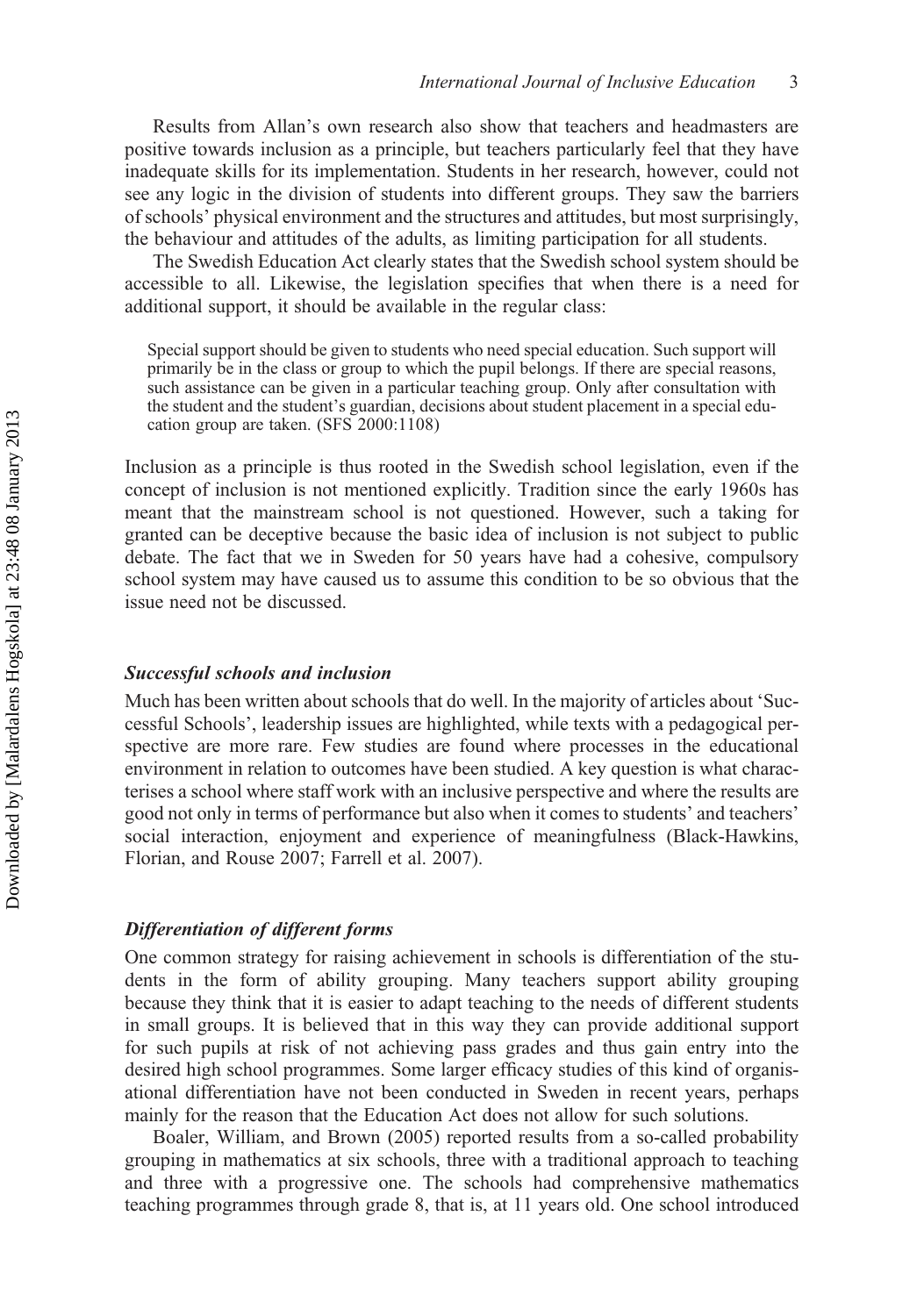Results from Allan's own research also show that teachers and headmasters are positive towards inclusion as a principle, but teachers particularly feel that they have inadequate skills for its implementation. Students in her research, however, could not see any logic in the division of students into different groups. They saw the barriers of schools' physical environment and the structures and attitudes, but most surprisingly, the behaviour and attitudes of the adults, as limiting participation for all students.

The Swedish Education Act clearly states that the Swedish school system should be accessible to all. Likewise, the legislation specifies that when there is a need for additional support, it should be available in the regular class:

> Special support should be given to students who need special education. Such support will primarily be in the class or group to which the pupil belongs. If there are special reasons, such assistance can be given in a particular teaching group. Only after consultation with the student and the student's guardian, decisions about student placement in a special education group are taken. (SFS 2000:1108)

Inclusion as a principle is thus rooted in the Swedish school legislation, even if the concept of inclusion is not mentioned explicitly. Tradition since the early 1960s has meant that the mainstream school is not questioned. However, such a taking for granted can be deceptive because the basic idea of inclusion is not subject to public debate. The fact that we in Sweden for 50 years have had a cohesive, compulsory school system may have caused us to assume this condition to be so obvious that the issue need not be discussed.

### *Successful schools and inclusion*

Much has been written about schools that do well. In the majority of articles about 'Successful Schools', leadership issues are highlighted, while texts with a pedagogical perspective are more rare. Few studies are found where processes in the educational environment in relation to outcomes have been studied. A key question is what characterises a school where staff work with an inclusive perspective and where the results are good not only in terms of performance but also when it comes to students' and teachers' social interaction, enjoyment and experience of meaningfulness (Black-Hawkins, Florian, and Rouse 2007; Farrell et al. 2007).

### *Differentiation of different forms*

One common strategy for raising achievement in schools is differentiation of the students in the form of ability grouping. Many teachers support ability grouping because they think that it is easier to adapt teaching to the needs of different students in small groups. It is believed that in this way they can provide additional support for such pupils at risk of not achieving pass grades and thus gain entry into the desired high school programmes. Some larger efficacy studies of this kind of organisational differentiation have not been conducted in Sweden in recent years, perhaps mainly for the reason that the Education Act does not allow for such solutions.

Boaler, William, and Brown (2005) reported results from a so-called probability grouping in mathematics at six schools, three with a traditional approach to teaching and three with a progressive one. The schools had comprehensive mathematics teaching programmes through grade 8, that is, at 11 years old. One school introduced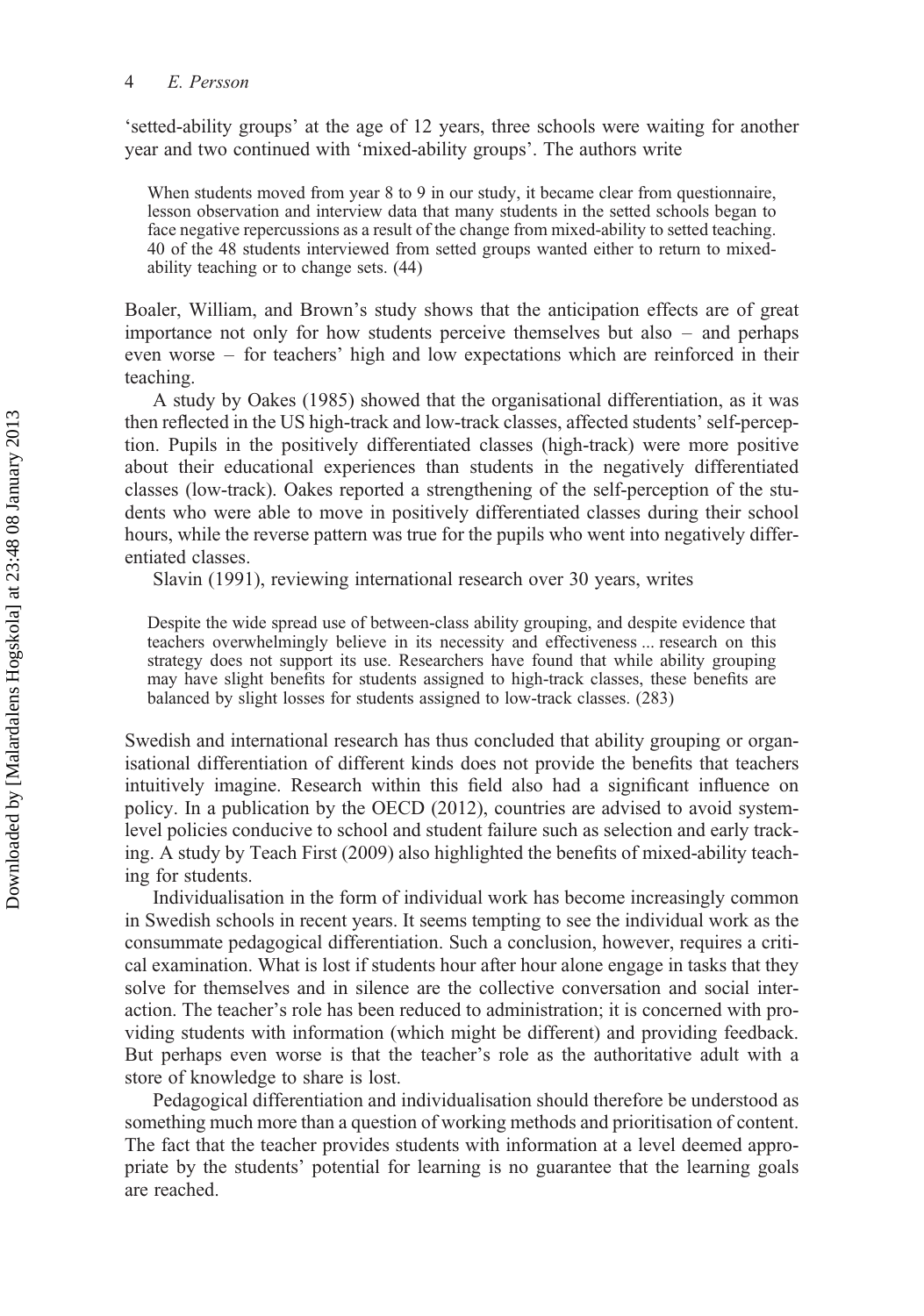'setted-ability groups' at the age of 12 years, three schools were waiting for another year and two continued with 'mixed-ability groups'. The authors write

> When students moved from year 8 to 9 in our study, it became clear from questionnaire, lesson observation and interview data that many students in the setted schools began to face negative repercussions as a result of the change from mixed-ability to setted teaching. 40 of the 48 students interviewed from setted groups wanted either to return to mixed-ability teaching or to change sets. (44)

Boaler, William, and Brown's study shows that the anticipation effects are of great importance not only for how students perceive themselves but also – and perhaps even worse – for teachers' high and low expectations which are reinforced in their teaching.

A study by Oakes (1985) showed that the organisational differentiation, as it was then reflected in the US high-track and low-track classes, affected students' self-perception. Pupils in the positively differentiated classes (high-track) were more positive about their educational experiences than students in the negatively differentiated classes (low-track). Oakes reported a strengthening of the self-perception of the students who were able to move in positively differentiated classes during their school hours, while the reverse pattern was true for the pupils who went into negatively differentiated classes.

Slavin (1991), reviewing international research over 30 years, writes

> Despite the wide spread use of between-class ability grouping, and despite evidence that teachers overwhelmingly believe in its necessity and effectiveness ... research on this strategy does not support its use. Researchers have found that while ability grouping may have slight benefits for students assigned to high-track classes, these benefits are balanced by slight losses for students assigned to low-track classes. (283)

Swedish and international research has thus concluded that ability grouping or organisational differentiation of different kinds does not provide the benefits that teachers intuitively imagine. Research within this field also had a significant influence on policy. In a publication by the OECD (2012), countries are advised to avoid system-level policies conducive to school and student failure such as selection and early tracking. A study by Teach First (2009) also highlighted the benefits of mixed-ability teaching for students.

Individualisation in the form of individual work has become increasingly common in Swedish schools in recent years. It seems tempting to see the individual work as the consummate pedagogical differentiation. Such a conclusion, however, requires a critical examination. What is lost if students hour after hour alone engage in tasks that they solve for themselves and in silence are the collective conversation and social interaction. The teacher's role has been reduced to administration; it is concerned with providing students with information (which might be different) and providing feedback. But perhaps even worse is that the teacher's role as the authoritative adult with a store of knowledge to share is lost.

Pedagogical differentiation and individualisation should therefore be understood as something much more than a question of working methods and prioritisation of content. The fact that the teacher provides students with information at a level deemed appropriate by the students' potential for learning is no guarantee that the learning goals are reached.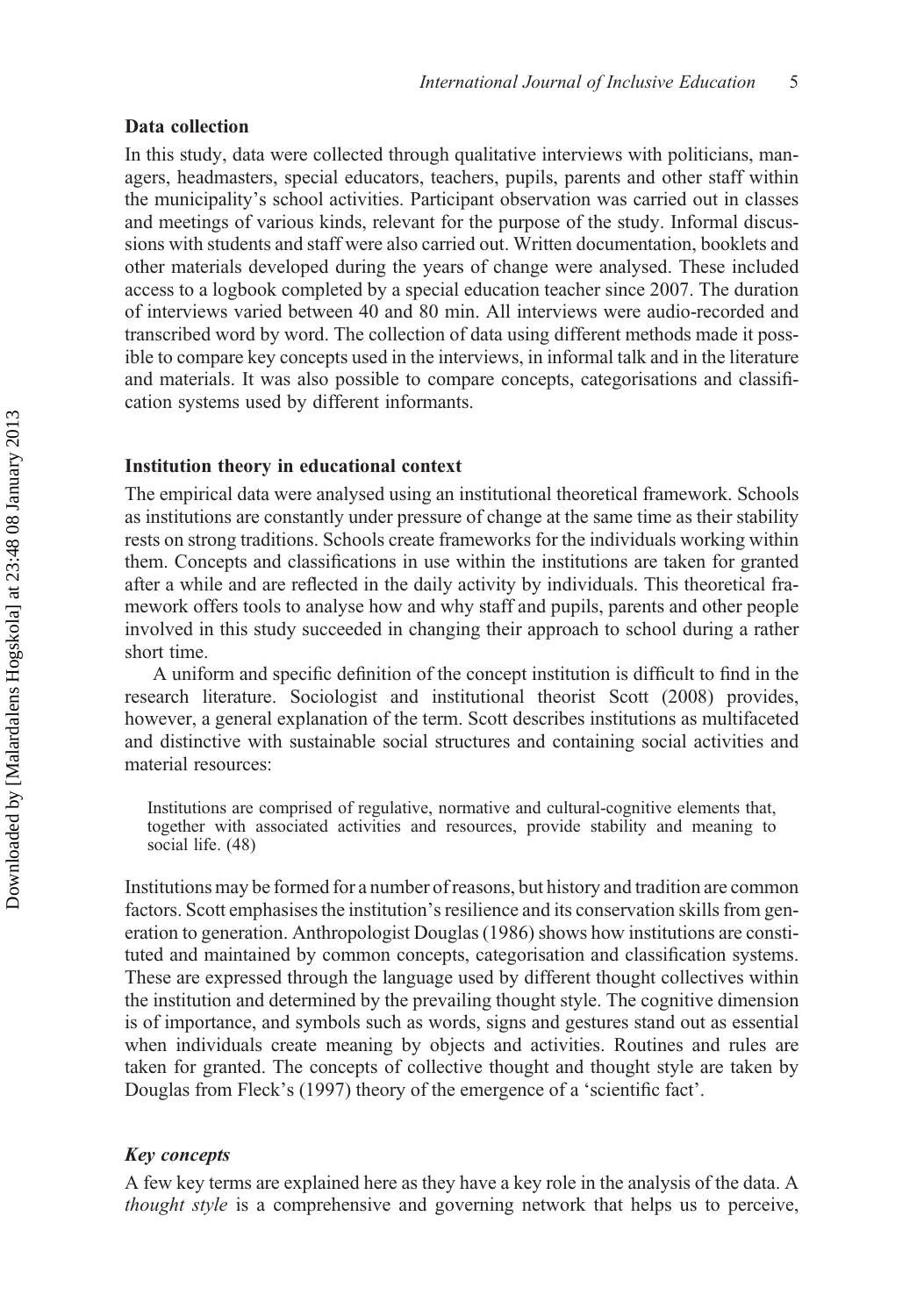## Data collection

In this study, data were collected through qualitative interviews with politicians, managers, headmasters, special educators, teachers, pupils, parents and other staff within the municipality's school activities. Participant observation was carried out in classes and meetings of various kinds, relevant for the purpose of the study. Informal discussions with students and staff were also carried out. Written documentation, booklets and other materials developed during the years of change were analysed. These included access to a logbook completed by a special education teacher since 2007. The duration of interviews varied between 40 and 80 min. All interviews were audio-recorded and transcribed word by word. The collection of data using different methods made it possible to compare key concepts used in the interviews, in informal talk and in the literature and materials. It was also possible to compare concepts, categorisations and classification systems used by different informants.

## Institution theory in educational context

The empirical data were analysed using an institutional theoretical framework. Schools as institutions are constantly under pressure of change at the same time as their stability rests on strong traditions. Schools create frameworks for the individuals working within them. Concepts and classifications in use within the institutions are taken for granted after a while and are reflected in the daily activity by individuals. This theoretical framework offers tools to analyse how and why staff and pupils, parents and other people involved in this study succeeded in changing their approach to school during a rather short time.

A uniform and specific definition of the concept institution is difficult to find in the research literature. Sociologist and institutional theorist Scott (2008) provides, however, a general explanation of the term. Scott describes institutions as multifaceted and distinctive with sustainable social structures and containing social activities and material resources:

> Institutions are comprised of regulative, normative and cultural-cognitive elements that, together with associated activities and resources, provide stability and meaning to social life. (48)

Institutions may be formed for a number of reasons, but history and tradition are common factors. Scott emphasises the institution's resilience and its conservation skills from generation to generation. Anthropologist Douglas (1986) shows how institutions are constituted and maintained by common concepts, categorisation and classification systems. These are expressed through the language used by different thought collectives within the institution and determined by the prevailing thought style. The cognitive dimension is of importance, and symbols such as words, signs and gestures stand out as essential when individuals create meaning by objects and activities. Routines and rules are taken for granted. The concepts of collective thought and thought style are taken by Douglas from Fleck's (1997) theory of the emergence of a 'scientific fact'.

### *Key concepts*

A few key terms are explained here as they have a key role in the analysis of the data. A *thought style* is a comprehensive and governing network that helps us to perceive,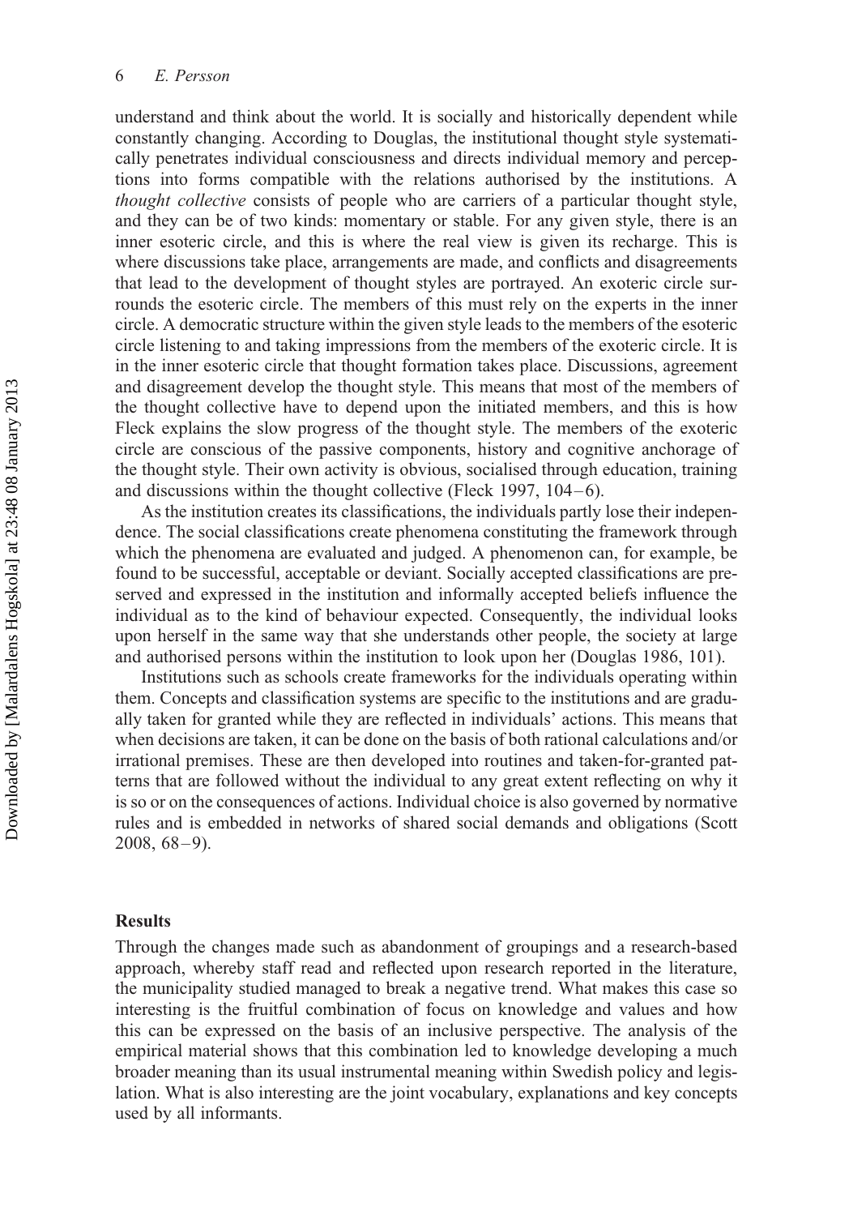understand and think about the world. It is socially and historically dependent while constantly changing. According to Douglas, the institutional thought style systematically penetrates individual consciousness and directs individual memory and perceptions into forms compatible with the relations authorised by the institutions. A *thought collective* consists of people who are carriers of a particular thought style, and they can be of two kinds: momentary or stable. For any given style, there is an inner esoteric circle, and this is where the real view is given its recharge. This is where discussions take place, arrangements are made, and conflicts and disagreements that lead to the development of thought styles are portrayed. An exoteric circle surrounds the esoteric circle. The members of this must rely on the experts in the inner circle. A democratic structure within the given style leads to the members of the esoteric circle listening to and taking impressions from the members of the exoteric circle. It is in the inner esoteric circle that thought formation takes place. Discussions, agreement and disagreement develop the thought style. This means that most of the members of the thought collective have to depend upon the initiated members, and this is how Fleck explains the slow progress of the thought style. The members of the exoteric circle are conscious of the passive components, history and cognitive anchorage of the thought style. Their own activity is obvious, socialised through education, training and discussions within the thought collective (Fleck 1997, 104–6).

As the institution creates its classifications, the individuals partly lose their independence. The social classifications create phenomena constituting the framework through which the phenomena are evaluated and judged. A phenomenon can, for example, be found to be successful, acceptable or deviant. Socially accepted classifications are preserved and expressed in the institution and informally accepted beliefs influence the individual as to the kind of behaviour expected. Consequently, the individual looks upon herself in the same way that she understands other people, the society at large and authorised persons within the institution to look upon her (Douglas 1986, 101).

Institutions such as schools create frameworks for the individuals operating within them. Concepts and classification systems are specific to the institutions and are gradually taken for granted while they are reflected in individuals' actions. This means that when decisions are taken, it can be done on the basis of both rational calculations and/or irrational premises. These are then developed into routines and taken-for-granted patterns that are followed without the individual to any great extent reflecting on why it is so or on the consequences of actions. Individual choice is also governed by normative rules and is embedded in networks of shared social demands and obligations (Scott 2008, 68–9).

## Results

Through the changes made such as abandonment of groupings and a research-based approach, whereby staff read and reflected upon research reported in the literature, the municipality studied managed to break a negative trend. What makes this case so interesting is the fruitful combination of focus on knowledge and values and how this can be expressed on the basis of an inclusive perspective. The analysis of the empirical material shows that this combination led to knowledge developing a much broader meaning than its usual instrumental meaning within Swedish policy and legislation. What is also interesting are the joint vocabulary, explanations and key concepts used by all informants.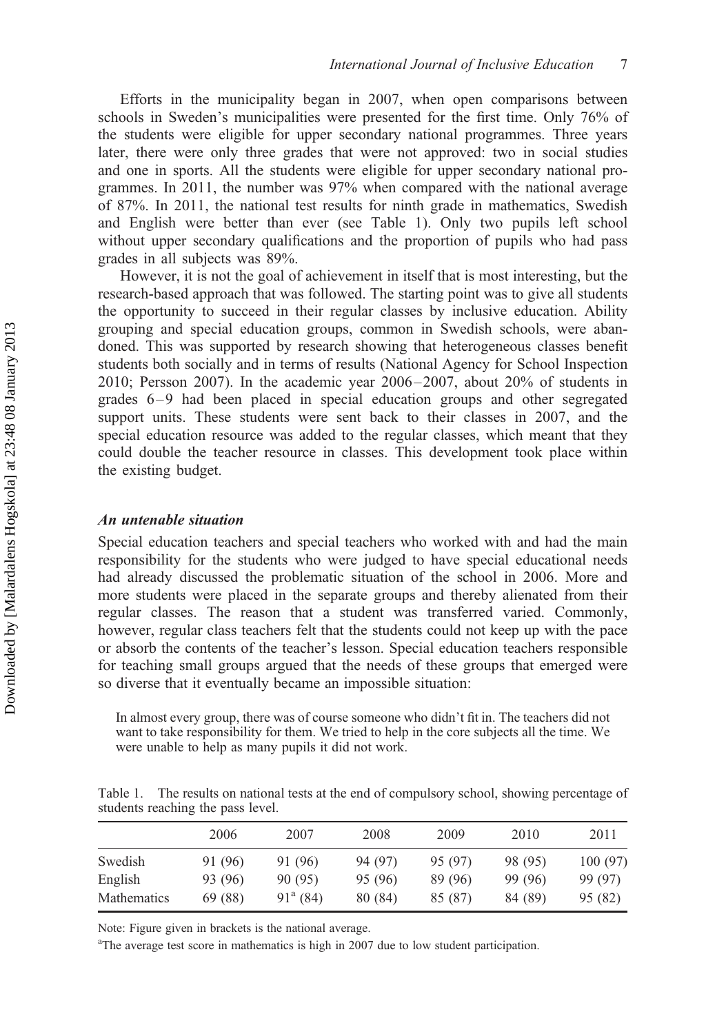Efforts in the municipality began in 2007, when open comparisons between schools in Sweden's municipalities were presented for the first time. Only 76% of the students were eligible for upper secondary national programmes. Three years later, there were only three grades that were not approved: two in social studies and one in sports. All the students were eligible for upper secondary national programmes. In 2011, the number was 97% when compared with the national average of 87%. In 2011, the national test results for ninth grade in mathematics, Swedish and English were better than ever (see Table 1). Only two pupils left school without upper secondary qualifications and the proportion of pupils who had pass grades in all subjects was 89%.

However, it is not the goal of achievement in itself that is most interesting, but the research-based approach that was followed. The starting point was to give all students the opportunity to succeed in their regular classes by inclusive education. Ability grouping and special education groups, common in Swedish schools, were abandoned. This was supported by research showing that heterogeneous classes benefit students both socially and in terms of results (National Agency for School Inspection 2010; Persson 2007). In the academic year 2006–2007, about 20% of students in grades 6–9 had been placed in special education groups and other segregated support units. These students were sent back to their classes in 2007, and the special education resource was added to the regular classes, which meant that they could double the teacher resource in classes. This development took place within the existing budget.

### *An untenable situation*

Special education teachers and special teachers who worked with and had the main responsibility for the students who were judged to have special educational needs had already discussed the problematic situation of the school in 2006. More and more students were placed in the separate groups and thereby alienated from their regular classes. The reason that a student was transferred varied. Commonly, however, regular class teachers felt that the students could not keep up with the pace or absorb the contents of the teacher's lesson. Special education teachers responsible for teaching small groups argued that the needs of these groups that emerged were so diverse that it eventually became an impossible situation:

> In almost every group, there was of course someone who didn't fit in. The teachers did not want to take responsibility for them. We tried to help in the core subjects all the time. We were unable to help as many pupils it did not work.

Table 1. The results on national tests at the end of compulsory school, showing percentage of students reaching the pass level.

| | 2006 | 2007 | 2008 | 2009 | 2010 | 2011 |
|---|---|---|---|---|---|---|
| Swedish | 91 (96) | 91 (96) | 94 (97) | 95 (97) | 98 (95) | 100 (97) |
| English | 93 (96) | 90 (95) | 95 (96) | 89 (96) | 99 (96) | 99 (97) |
| Mathematics | 69 (88) | 91[a] (84) | 80 (84) | 85 (87) | 84 (89) | 95 (82) |

Note: Figure given in brackets is the national average.

[a]The average test score in mathematics is high in 2007 due to low student participation.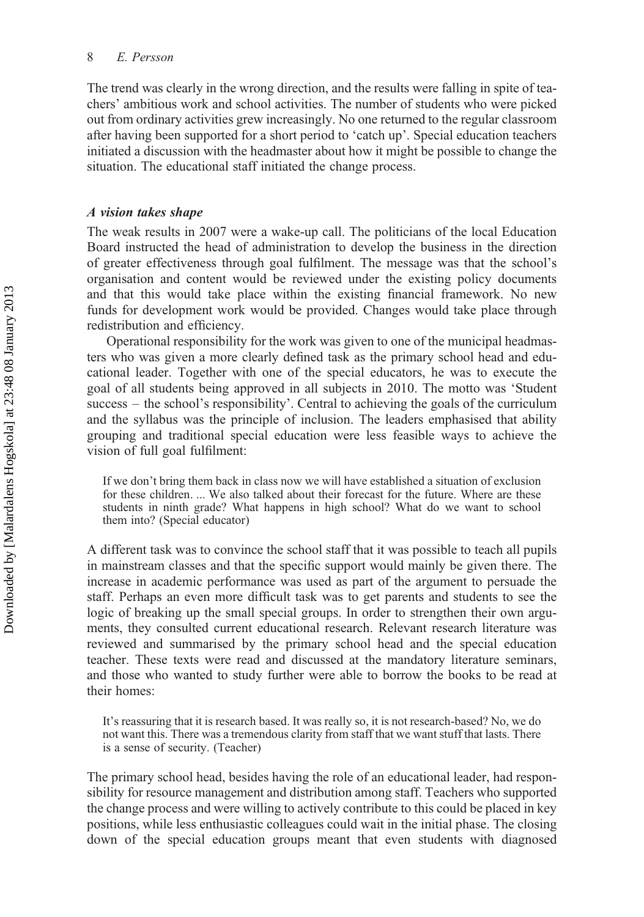The trend was clearly in the wrong direction, and the results were falling in spite of teachers' ambitious work and school activities. The number of students who were picked out from ordinary activities grew increasingly. No one returned to the regular classroom after having been supported for a short period to 'catch up'. Special education teachers initiated a discussion with the headmaster about how it might be possible to change the situation. The educational staff initiated the change process.

### *A vision takes shape*

The weak results in 2007 were a wake-up call. The politicians of the local Education Board instructed the head of administration to develop the business in the direction of greater effectiveness through goal fulfilment. The message was that the school's organisation and content would be reviewed under the existing policy documents and that this would take place within the existing financial framework. No new funds for development work would be provided. Changes would take place through redistribution and efficiency.

Operational responsibility for the work was given to one of the municipal headmasters who was given a more clearly defined task as the primary school head and educational leader. Together with one of the special educators, he was to execute the goal of all students being approved in all subjects in 2010. The motto was 'Student success – the school's responsibility'. Central to achieving the goals of the curriculum and the syllabus was the principle of inclusion. The leaders emphasised that ability grouping and traditional special education were less feasible ways to achieve the vision of full goal fulfilment:

> If we don't bring them back in class now we will have established a situation of exclusion for these children. ... We also talked about their forecast for the future. Where are these students in ninth grade? What happens in high school? What do we want to school them into? (Special educator)

A different task was to convince the school staff that it was possible to teach all pupils in mainstream classes and that the specific support would mainly be given there. The increase in academic performance was used as part of the argument to persuade the staff. Perhaps an even more difficult task was to get parents and students to see the logic of breaking up the small special groups. In order to strengthen their own arguments, they consulted current educational research. Relevant research literature was reviewed and summarised by the primary school head and the special education teacher. These texts were read and discussed at the mandatory literature seminars, and those who wanted to study further were able to borrow the books to be read at their homes:

> It's reassuring that it is research based. It was really so, it is not research-based? No, we do not want this. There was a tremendous clarity from staff that we want stuff that lasts. There is a sense of security. (Teacher)

The primary school head, besides having the role of an educational leader, had responsibility for resource management and distribution among staff. Teachers who supported the change process and were willing to actively contribute to this could be placed in key positions, while less enthusiastic colleagues could wait in the initial phase. The closing down of the special education groups meant that even students with diagnosed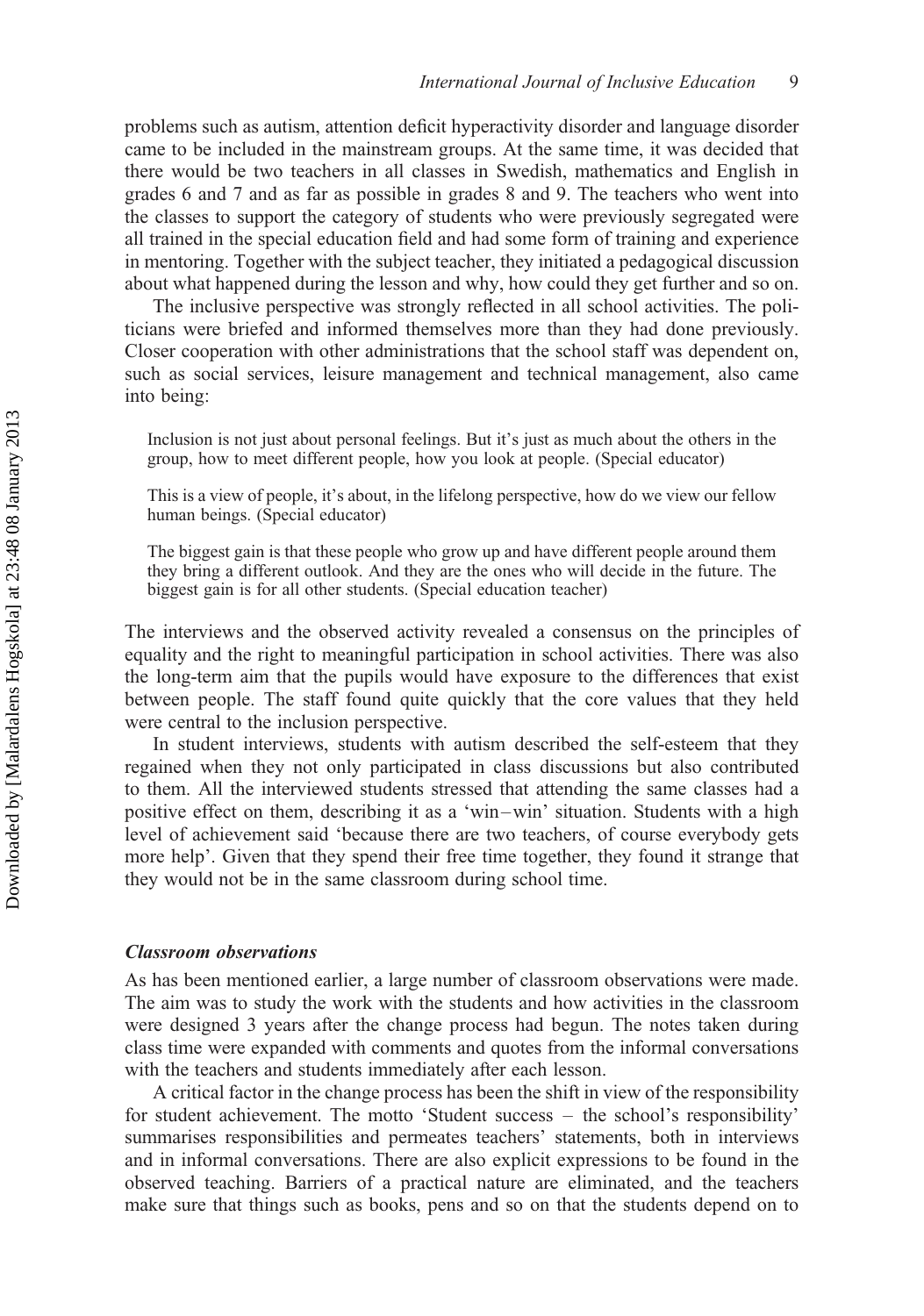problems such as autism, attention deficit hyperactivity disorder and language disorder came to be included in the mainstream groups. At the same time, it was decided that there would be two teachers in all classes in Swedish, mathematics and English in grades 6 and 7 and as far as possible in grades 8 and 9. The teachers who went into the classes to support the category of students who were previously segregated were all trained in the special education field and had some form of training and experience in mentoring. Together with the subject teacher, they initiated a pedagogical discussion about what happened during the lesson and why, how could they get further and so on.

The inclusive perspective was strongly reflected in all school activities. The politicians were briefed and informed themselves more than they had done previously. Closer cooperation with other administrations that the school staff was dependent on, such as social services, leisure management and technical management, also came into being:

> Inclusion is not just about personal feelings. But it's just as much about the others in the group, how to meet different people, how you look at people. (Special educator)

> This is a view of people, it's about, in the lifelong perspective, how do we view our fellow human beings. (Special educator)

> The biggest gain is that these people who grow up and have different people around them they bring a different outlook. And they are the ones who will decide in the future. The biggest gain is for all other students. (Special education teacher)

The interviews and the observed activity revealed a consensus on the principles of equality and the right to meaningful participation in school activities. There was also the long-term aim that the pupils would have exposure to the differences that exist between people. The staff found quite quickly that the core values that they held were central to the inclusion perspective.

In student interviews, students with autism described the self-esteem that they regained when they not only participated in class discussions but also contributed to them. All the interviewed students stressed that attending the same classes had a positive effect on them, describing it as a 'win–win' situation. Students with a high level of achievement said 'because there are two teachers, of course everybody gets more help'. Given that they spend their free time together, they found it strange that they would not be in the same classroom during school time.

### *Classroom observations*

As has been mentioned earlier, a large number of classroom observations were made. The aim was to study the work with the students and how activities in the classroom were designed 3 years after the change process had begun. The notes taken during class time were expanded with comments and quotes from the informal conversations with the teachers and students immediately after each lesson.

A critical factor in the change process has been the shift in view of the responsibility for student achievement. The motto 'Student success – the school's responsibility' summarises responsibilities and permeates teachers' statements, both in interviews and in informal conversations. There are also explicit expressions to be found in the observed teaching. Barriers of a practical nature are eliminated, and the teachers make sure that things such as books, pens and so on that the students depend on to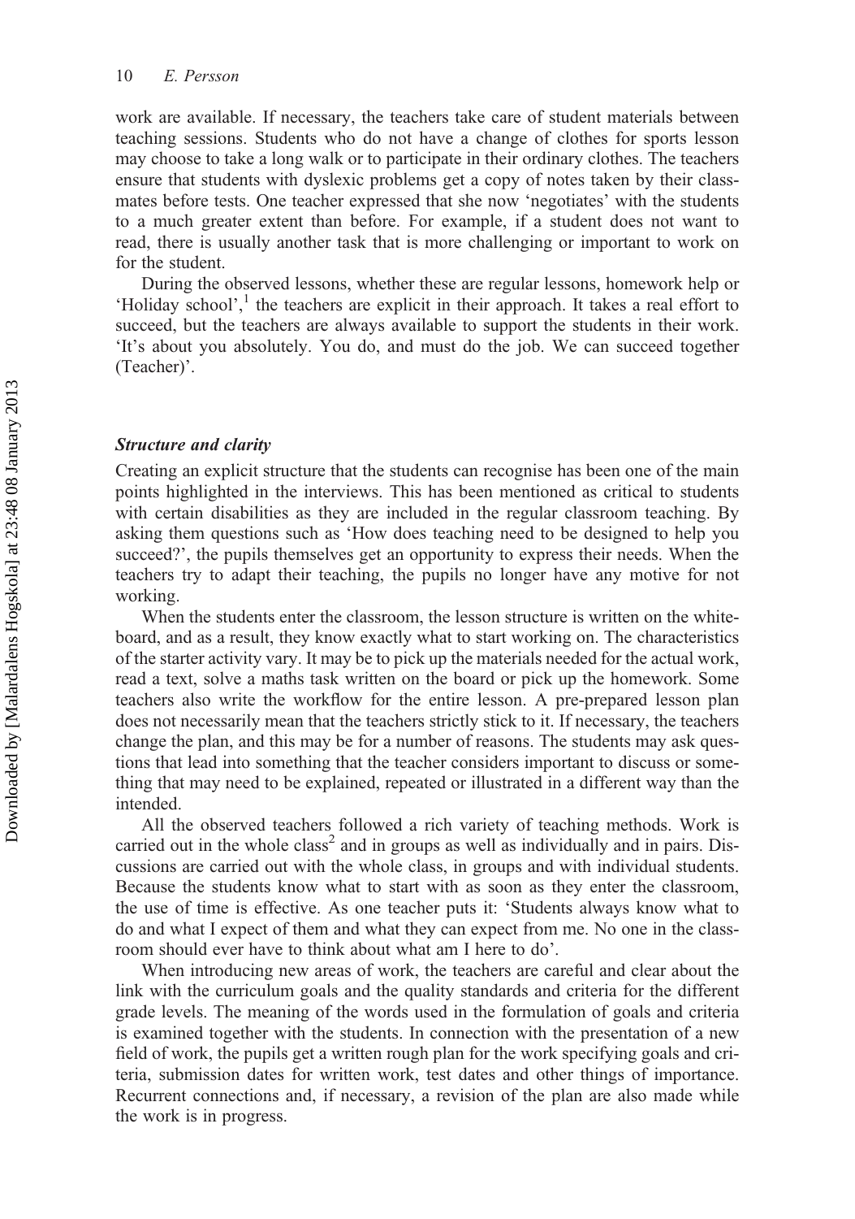work are available. If necessary, the teachers take care of student materials between teaching sessions. Students who do not have a change of clothes for sports lesson may choose to take a long walk or to participate in their ordinary clothes. The teachers ensure that students with dyslexic problems get a copy of notes taken by their classmates before tests. One teacher expressed that she now 'negotiates' with the students to a much greater extent than before. For example, if a student does not want to read, there is usually another task that is more challenging or important to work on for the student.

During the observed lessons, whether these are regular lessons, homework help or 'Holiday school',[1] the teachers are explicit in their approach. It takes a real effort to succeed, but the teachers are always available to support the students in their work. 'It's about you absolutely. You do, and must do the job. We can succeed together (Teacher)'.

### *Structure and clarity*

Creating an explicit structure that the students can recognise has been one of the main points highlighted in the interviews. This has been mentioned as critical to students with certain disabilities as they are included in the regular classroom teaching. By asking them questions such as 'How does teaching need to be designed to help you succeed?', the pupils themselves get an opportunity to express their needs. When the teachers try to adapt their teaching, the pupils no longer have any motive for not working.

When the students enter the classroom, the lesson structure is written on the whiteboard, and as a result, they know exactly what to start working on. The characteristics of the starter activity vary. It may be to pick up the materials needed for the actual work, read a text, solve a maths task written on the board or pick up the homework. Some teachers also write the workflow for the entire lesson. A pre-prepared lesson plan does not necessarily mean that the teachers strictly stick to it. If necessary, the teachers change the plan, and this may be for a number of reasons. The students may ask questions that lead into something that the teacher considers important to discuss or something that may need to be explained, repeated or illustrated in a different way than the intended.

All the observed teachers followed a rich variety of teaching methods. Work is carried out in the whole class[2] and in groups as well as individually and in pairs. Discussions are carried out with the whole class, in groups and with individual students. Because the students know what to start with as soon as they enter the classroom, the use of time is effective. As one teacher puts it: 'Students always know what to do and what I expect of them and what they can expect from me. No one in the classroom should ever have to think about what am I here to do'.

When introducing new areas of work, the teachers are careful and clear about the link with the curriculum goals and the quality standards and criteria for the different grade levels. The meaning of the words used in the formulation of goals and criteria is examined together with the students. In connection with the presentation of a new field of work, the pupils get a written rough plan for the work specifying goals and criteria, submission dates for written work, test dates and other things of importance. Recurrent connections and, if necessary, a revision of the plan are also made while the work is in progress.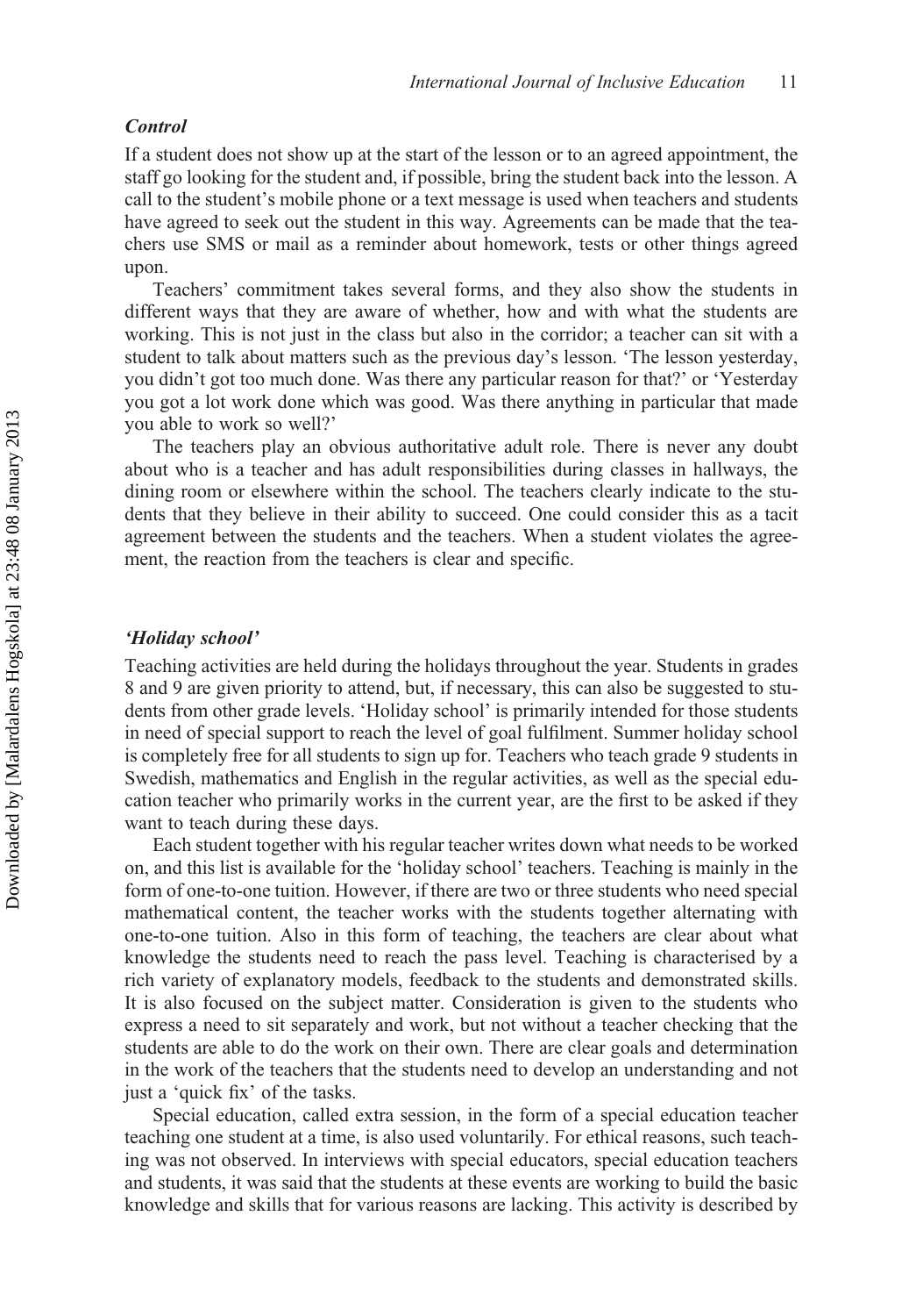### *Control*

If a student does not show up at the start of the lesson or to an agreed appointment, the staff go looking for the student and, if possible, bring the student back into the lesson. A call to the student's mobile phone or a text message is used when teachers and students have agreed to seek out the student in this way. Agreements can be made that the teachers use SMS or mail as a reminder about homework, tests or other things agreed upon.

Teachers' commitment takes several forms, and they also show the students in different ways that they are aware of whether, how and with what the students are working. This is not just in the class but also in the corridor; a teacher can sit with a student to talk about matters such as the previous day's lesson. 'The lesson yesterday, you didn't got too much done. Was there any particular reason for that?' or 'Yesterday you got a lot work done which was good. Was there anything in particular that made you able to work so well?'

The teachers play an obvious authoritative adult role. There is never any doubt about who is a teacher and has adult responsibilities during classes in hallways, the dining room or elsewhere within the school. The teachers clearly indicate to the students that they believe in their ability to succeed. One could consider this as a tacit agreement between the students and the teachers. When a student violates the agreement, the reaction from the teachers is clear and specific.

### *'Holiday school'*

Teaching activities are held during the holidays throughout the year. Students in grades 8 and 9 are given priority to attend, but, if necessary, this can also be suggested to students from other grade levels. 'Holiday school' is primarily intended for those students in need of special support to reach the level of goal fulfilment. Summer holiday school is completely free for all students to sign up for. Teachers who teach grade 9 students in Swedish, mathematics and English in the regular activities, as well as the special education teacher who primarily works in the current year, are the first to be asked if they want to teach during these days.

Each student together with his regular teacher writes down what needs to be worked on, and this list is available for the 'holiday school' teachers. Teaching is mainly in the form of one-to-one tuition. However, if there are two or three students who need special mathematical content, the teacher works with the students together alternating with one-to-one tuition. Also in this form of teaching, the teachers are clear about what knowledge the students need to reach the pass level. Teaching is characterised by a rich variety of explanatory models, feedback to the students and demonstrated skills. It is also focused on the subject matter. Consideration is given to the students who express a need to sit separately and work, but not without a teacher checking that the students are able to do the work on their own. There are clear goals and determination in the work of the teachers that the students need to develop an understanding and not just a 'quick fix' of the tasks.

Special education, called extra session, in the form of a special education teacher teaching one student at a time, is also used voluntarily. For ethical reasons, such teaching was not observed. In interviews with special educators, special education teachers and students, it was said that the students at these events are working to build the basic knowledge and skills that for various reasons are lacking. This activity is described by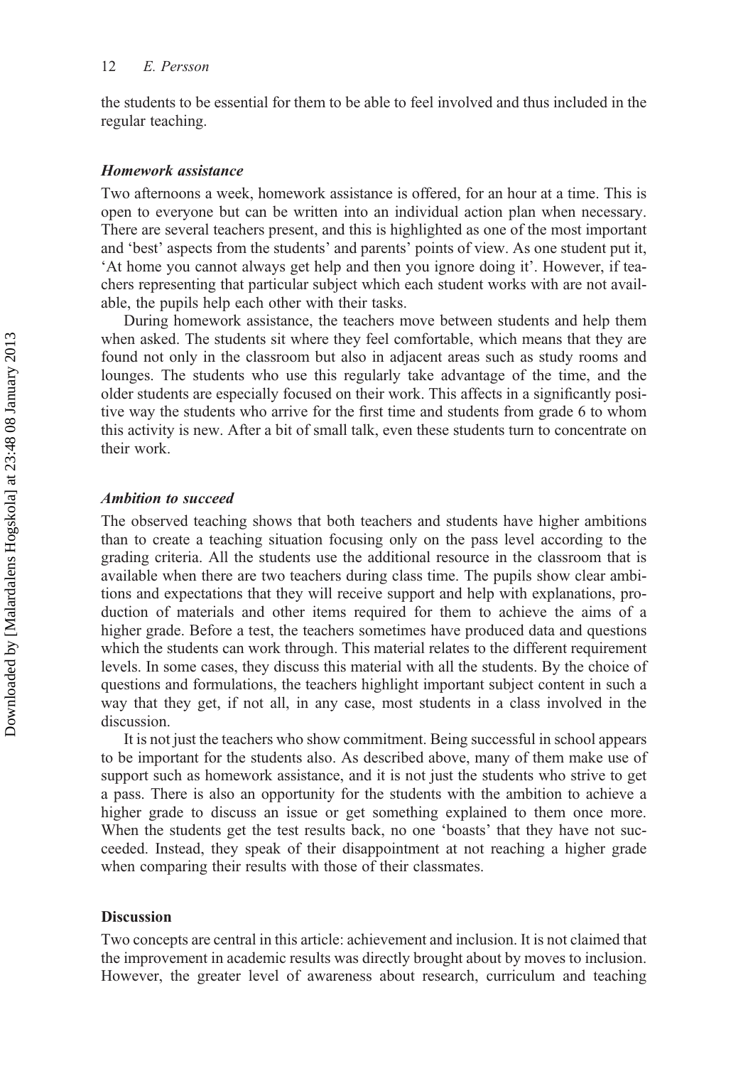the students to be essential for them to be able to feel involved and thus included in the regular teaching.

### *Homework assistance*

Two afternoons a week, homework assistance is offered, for an hour at a time. This is open to everyone but can be written into an individual action plan when necessary. There are several teachers present, and this is highlighted as one of the most important and 'best' aspects from the students' and parents' points of view. As one student put it, 'At home you cannot always get help and then you ignore doing it'. However, if teachers representing that particular subject which each student works with are not available, the pupils help each other with their tasks.

During homework assistance, the teachers move between students and help them when asked. The students sit where they feel comfortable, which means that they are found not only in the classroom but also in adjacent areas such as study rooms and lounges. The students who use this regularly take advantage of the time, and the older students are especially focused on their work. This affects in a significantly positive way the students who arrive for the first time and students from grade 6 to whom this activity is new. After a bit of small talk, even these students turn to concentrate on their work.

### *Ambition to succeed*

The observed teaching shows that both teachers and students have higher ambitions than to create a teaching situation focusing only on the pass level according to the grading criteria. All the students use the additional resource in the classroom that is available when there are two teachers during class time. The pupils show clear ambitions and expectations that they will receive support and help with explanations, production of materials and other items required for them to achieve the aims of a higher grade. Before a test, the teachers sometimes have produced data and questions which the students can work through. This material relates to the different requirement levels. In some cases, they discuss this material with all the students. By the choice of questions and formulations, the teachers highlight important subject content in such a way that they get, if not all, in any case, most students in a class involved in the discussion.

It is not just the teachers who show commitment. Being successful in school appears to be important for the students also. As described above, many of them make use of support such as homework assistance, and it is not just the students who strive to get a pass. There is also an opportunity for the students with the ambition to achieve a higher grade to discuss an issue or get something explained to them once more. When the students get the test results back, no one 'boasts' that they have not succeeded. Instead, they speak of their disappointment at not reaching a higher grade when comparing their results with those of their classmates.

## Discussion

Two concepts are central in this article: achievement and inclusion. It is not claimed that the improvement in academic results was directly brought about by moves to inclusion. However, the greater level of awareness about research, curriculum and teaching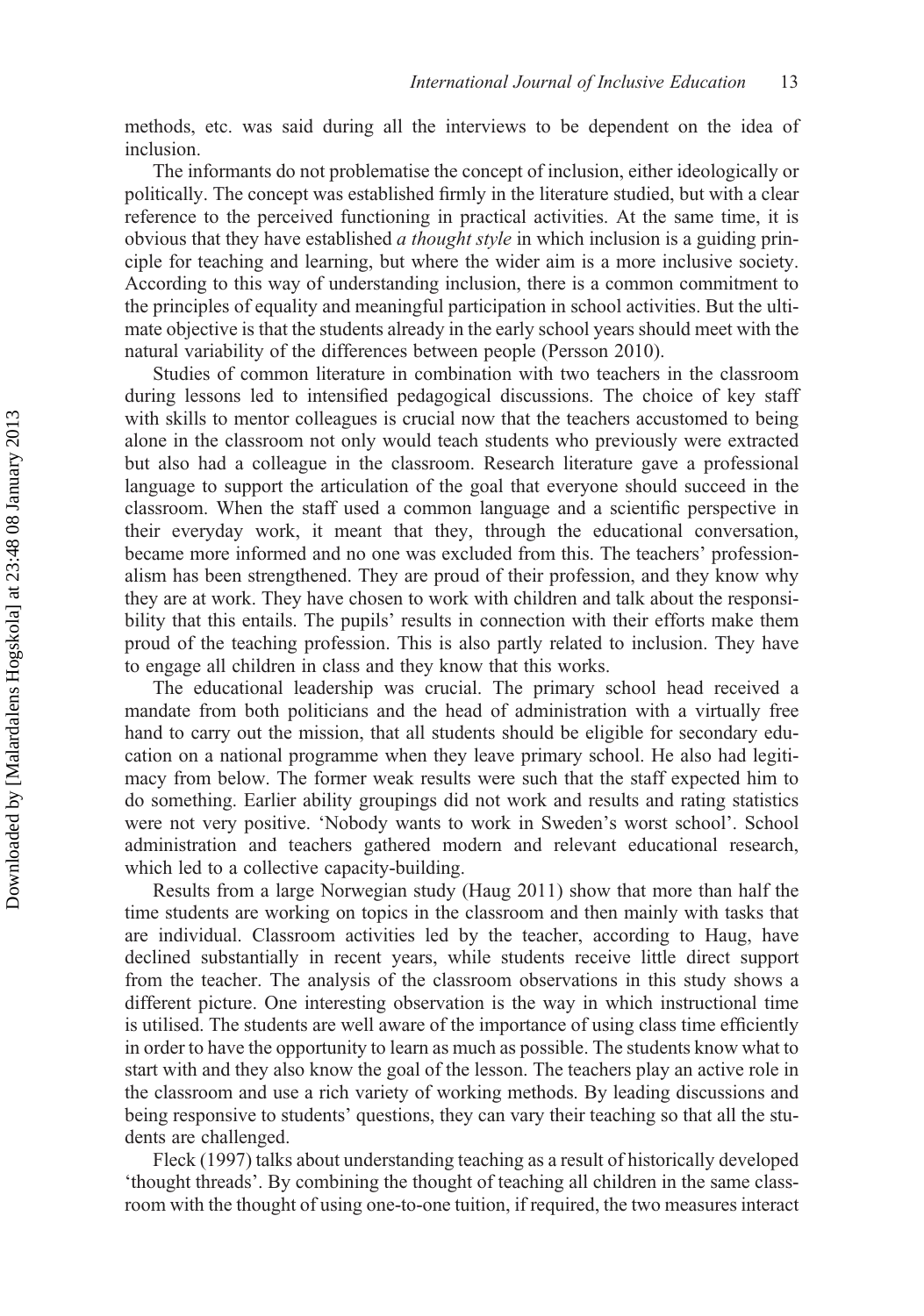methods, etc. was said during all the interviews to be dependent on the idea of inclusion.

The informants do not problematise the concept of inclusion, either ideologically or politically. The concept was established firmly in the literature studied, but with a clear reference to the perceived functioning in practical activities. At the same time, it is obvious that they have established *a thought style* in which inclusion is a guiding principle for teaching and learning, but where the wider aim is a more inclusive society. According to this way of understanding inclusion, there is a common commitment to the principles of equality and meaningful participation in school activities. But the ultimate objective is that the students already in the early school years should meet with the natural variability of the differences between people (Persson 2010).

Studies of common literature in combination with two teachers in the classroom during lessons led to intensified pedagogical discussions. The choice of key staff with skills to mentor colleagues is crucial now that the teachers accustomed to being alone in the classroom not only would teach students who previously were extracted but also had a colleague in the classroom. Research literature gave a professional language to support the articulation of the goal that everyone should succeed in the classroom. When the staff used a common language and a scientific perspective in their everyday work, it meant that they, through the educational conversation, became more informed and no one was excluded from this. The teachers' professionalism has been strengthened. They are proud of their profession, and they know why they are at work. They have chosen to work with children and talk about the responsibility that this entails. The pupils' results in connection with their efforts make them proud of the teaching profession. This is also partly related to inclusion. They have to engage all children in class and they know that this works.

The educational leadership was crucial. The primary school head received a mandate from both politicians and the head of administration with a virtually free hand to carry out the mission, that all students should be eligible for secondary education on a national programme when they leave primary school. He also had legitimacy from below. The former weak results were such that the staff expected him to do something. Earlier ability groupings did not work and results and rating statistics were not very positive. 'Nobody wants to work in Sweden's worst school'. School administration and teachers gathered modern and relevant educational research, which led to a collective capacity-building.

Results from a large Norwegian study (Haug 2011) show that more than half the time students are working on topics in the classroom and then mainly with tasks that are individual. Classroom activities led by the teacher, according to Haug, have declined substantially in recent years, while students receive little direct support from the teacher. The analysis of the classroom observations in this study shows a different picture. One interesting observation is the way in which instructional time is utilised. The students are well aware of the importance of using class time efficiently in order to have the opportunity to learn as much as possible. The students know what to start with and they also know the goal of the lesson. The teachers play an active role in the classroom and use a rich variety of working methods. By leading discussions and being responsive to students' questions, they can vary their teaching so that all the students are challenged.

Fleck (1997) talks about understanding teaching as a result of historically developed 'thought threads'. By combining the thought of teaching all children in the same classroom with the thought of using one-to-one tuition, if required, the two measures interact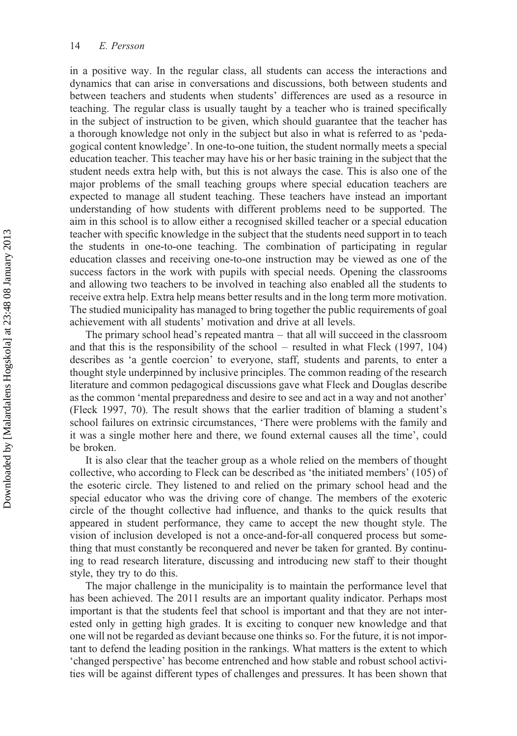in a positive way. In the regular class, all students can access the interactions and dynamics that can arise in conversations and discussions, both between students and between teachers and students when students' differences are used as a resource in teaching. The regular class is usually taught by a teacher who is trained specifically in the subject of instruction to be given, which should guarantee that the teacher has a thorough knowledge not only in the subject but also in what is referred to as 'pedagogical content knowledge'. In one-to-one tuition, the student normally meets a special education teacher. This teacher may have his or her basic training in the subject that the student needs extra help with, but this is not always the case. This is also one of the major problems of the small teaching groups where special education teachers are expected to manage all student teaching. These teachers have instead an important understanding of how students with different problems need to be supported. The aim in this school is to allow either a recognised skilled teacher or a special education teacher with specific knowledge in the subject that the students need support in to teach the students in one-to-one teaching. The combination of participating in regular education classes and receiving one-to-one instruction may be viewed as one of the success factors in the work with pupils with special needs. Opening the classrooms and allowing two teachers to be involved in teaching also enabled all the students to receive extra help. Extra help means better results and in the long term more motivation. The studied municipality has managed to bring together the public requirements of goal achievement with all students' motivation and drive at all levels.

The primary school head's repeated mantra – that all will succeed in the classroom and that this is the responsibility of the school – resulted in what Fleck (1997, 104) describes as 'a gentle coercion' to everyone, staff, students and parents, to enter a thought style underpinned by inclusive principles. The common reading of the research literature and common pedagogical discussions gave what Fleck and Douglas describe as the common 'mental preparedness and desire to see and act in a way and not another' (Fleck 1997, 70). The result shows that the earlier tradition of blaming a student's school failures on extrinsic circumstances, 'There were problems with the family and it was a single mother here and there, we found external causes all the time', could be broken.

It is also clear that the teacher group as a whole relied on the members of thought collective, who according to Fleck can be described as 'the initiated members' (105) of the esoteric circle. They listened to and relied on the primary school head and the special educator who was the driving core of change. The members of the exoteric circle of the thought collective had influence, and thanks to the quick results that appeared in student performance, they came to accept the new thought style. The vision of inclusion developed is not a once-and-for-all conquered process but something that must constantly be reconquered and never be taken for granted. By continuing to read research literature, discussing and introducing new staff to their thought style, they try to do this.

The major challenge in the municipality is to maintain the performance level that has been achieved. The 2011 results are an important quality indicator. Perhaps most important is that the students feel that school is important and that they are not interested only in getting high grades. It is exciting to conquer new knowledge and that one will not be regarded as deviant because one thinks so. For the future, it is not important to defend the leading position in the rankings. What matters is the extent to which 'changed perspective' has become entrenched and how stable and robust school activities will be against different types of challenges and pressures. It has been shown that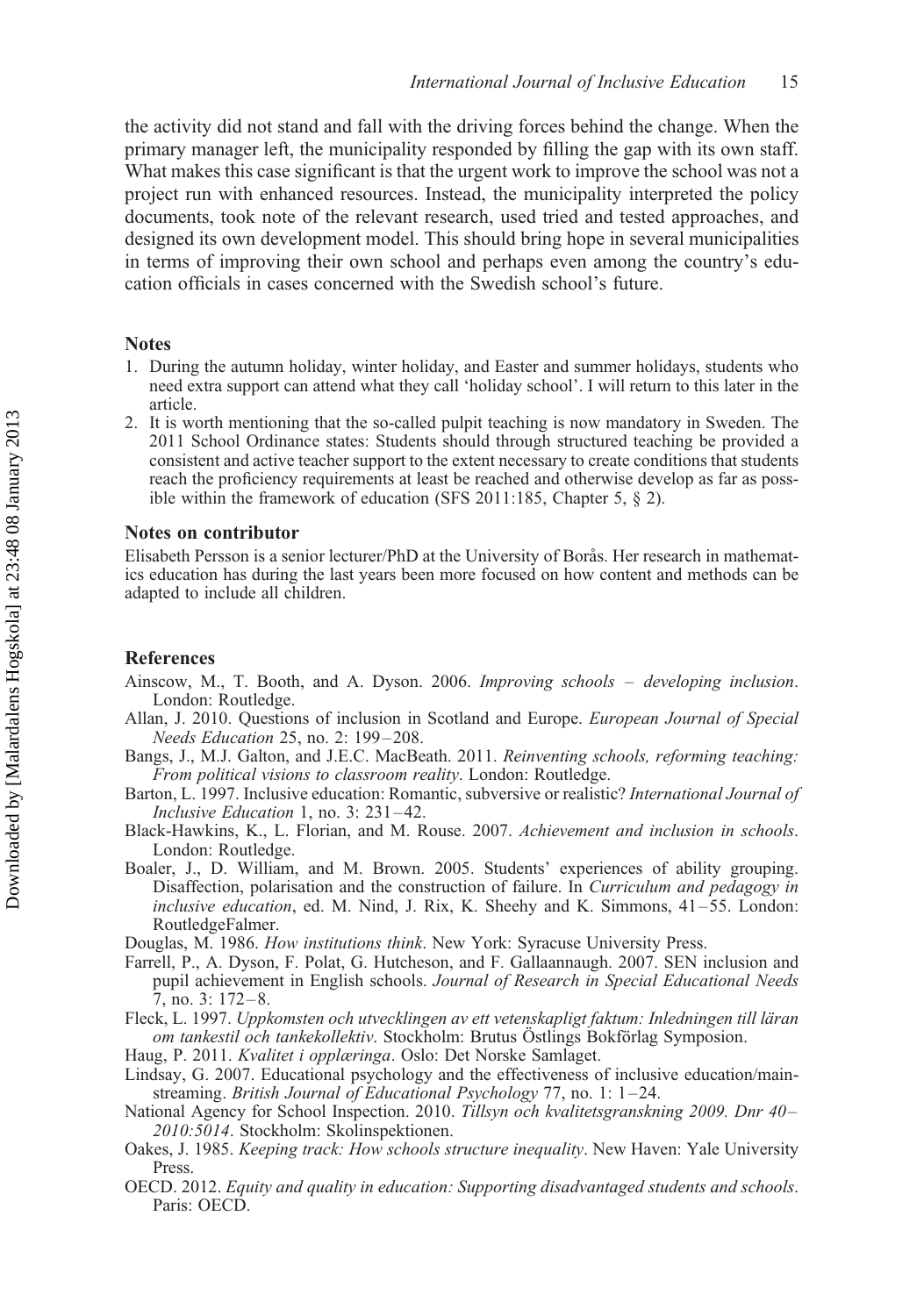the activity did not stand and fall with the driving forces behind the change. When the primary manager left, the municipality responded by filling the gap with its own staff. What makes this case significant is that the urgent work to improve the school was not a project run with enhanced resources. Instead, the municipality interpreted the policy documents, took note of the relevant research, used tried and tested approaches, and designed its own development model. This should bring hope in several municipalities in terms of improving their own school and perhaps even among the country's education officials in cases concerned with the Swedish school's future.

## Notes

1. During the autumn holiday, winter holiday, and Easter and summer holidays, students who need extra support can attend what they call 'holiday school'. I will return to this later in the article.
2. It is worth mentioning that the so-called pulpit teaching is now mandatory in Sweden. The 2011 School Ordinance states: Students should through structured teaching be provided a consistent and active teacher support to the extent necessary to create conditions that students reach the proficiency requirements at least be reached and otherwise develop as far as possible within the framework of education (SFS 2011:185, Chapter 5, § 2).

## Notes on contributor

Elisabeth Persson is a senior lecturer/PhD at the University of Borås. Her research in mathematics education has during the last years been more focused on how content and methods can be adapted to include all children.

## References

Ainscow, M., T. Booth, and A. Dyson. 2006. *Improving schools – developing inclusion*. London: Routledge.

Allan, J. 2010. Questions of inclusion in Scotland and Europe. *European Journal of Special Needs Education* 25, no. 2: 199–208.

Bangs, J., M.J. Galton, and J.E.C. MacBeath. 2011. *Reinventing schools, reforming teaching: From political visions to classroom reality*. London: Routledge.

Barton, L. 1997. Inclusive education: Romantic, subversive or realistic? *International Journal of Inclusive Education* 1, no. 3: 231–42.

Black-Hawkins, K., L. Florian, and M. Rouse. 2007. *Achievement and inclusion in schools*. London: Routledge.

Boaler, J., D. William, and M. Brown. 2005. Students' experiences of ability grouping. Disaffection, polarisation and the construction of failure. In *Curriculum and pedagogy in inclusive education*, ed. M. Nind, J. Rix, K. Sheehy and K. Simmons, 41–55. London: RoutledgeFalmer.

Douglas, M. 1986. *How institutions think*. New York: Syracuse University Press.

Farrell, P., A. Dyson, F. Polat, G. Hutcheson, and F. Gallaannaugh. 2007. SEN inclusion and pupil achievement in English schools. *Journal of Research in Special Educational Needs* 7, no. 3: 172–8.

Fleck, L. 1997. *Uppkomsten och utvecklingen av ett vetenskapligt faktum: Inledningen till läran om tankestil och tankekollektiv*. Stockholm: Brutus Östlings Bokförlag Symposion.

Haug, P. 2011. *Kvalitet i opplæringa*. Oslo: Det Norske Samlaget.

Lindsay, G. 2007. Educational psychology and the effectiveness of inclusive education/mainstreaming. *British Journal of Educational Psychology* 77, no. 1: 1–24.

National Agency for School Inspection. 2010. *Tillsyn och kvalitetsgranskning 2009. Dnr 40–2010:5014*. Stockholm: Skolinspektionen.

Oakes, J. 1985. *Keeping track: How schools structure inequality*. New Haven: Yale University Press.

OECD. 2012. *Equity and quality in education: Supporting disadvantaged students and schools*. Paris: OECD.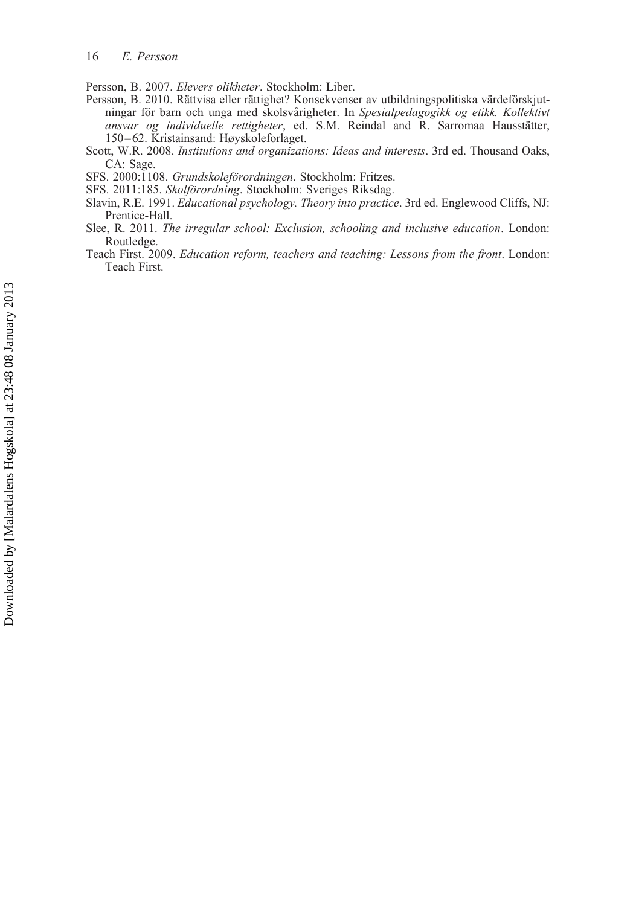Persson, B. 2007. *Elevers olikheter*. Stockholm: Liber.

Persson, B. 2010. Rättvisa eller rättighet? Konsekvenser av utbildningspolitiska värdeförskjutningar för barn och unga med skolsvårigheter. In *Spesialpedagogikk og etikk. Kollektivt ansvar og individuelle rettigheter*, ed. S.M. Reindal and R. Sarromaa Hausstätter, 150–62. Kristainsand: Høyskoleforlaget.

Scott, W.R. 2008. *Institutions and organizations: Ideas and interests*. 3rd ed. Thousand Oaks, CA: Sage.

SFS. 2000:1108. *Grundskoleförordningen*. Stockholm: Fritzes.

SFS. 2011:185. *Skolförordning*. Stockholm: Sveriges Riksdag.

Slavin, R.E. 1991. *Educational psychology. Theory into practice*. 3rd ed. Englewood Cliffs, NJ: Prentice-Hall.

Slee, R. 2011. *The irregular school: Exclusion, schooling and inclusive education*. London: Routledge.

Teach First. 2009. *Education reform, teachers and teaching: Lessons from the front*. London: Teach First.